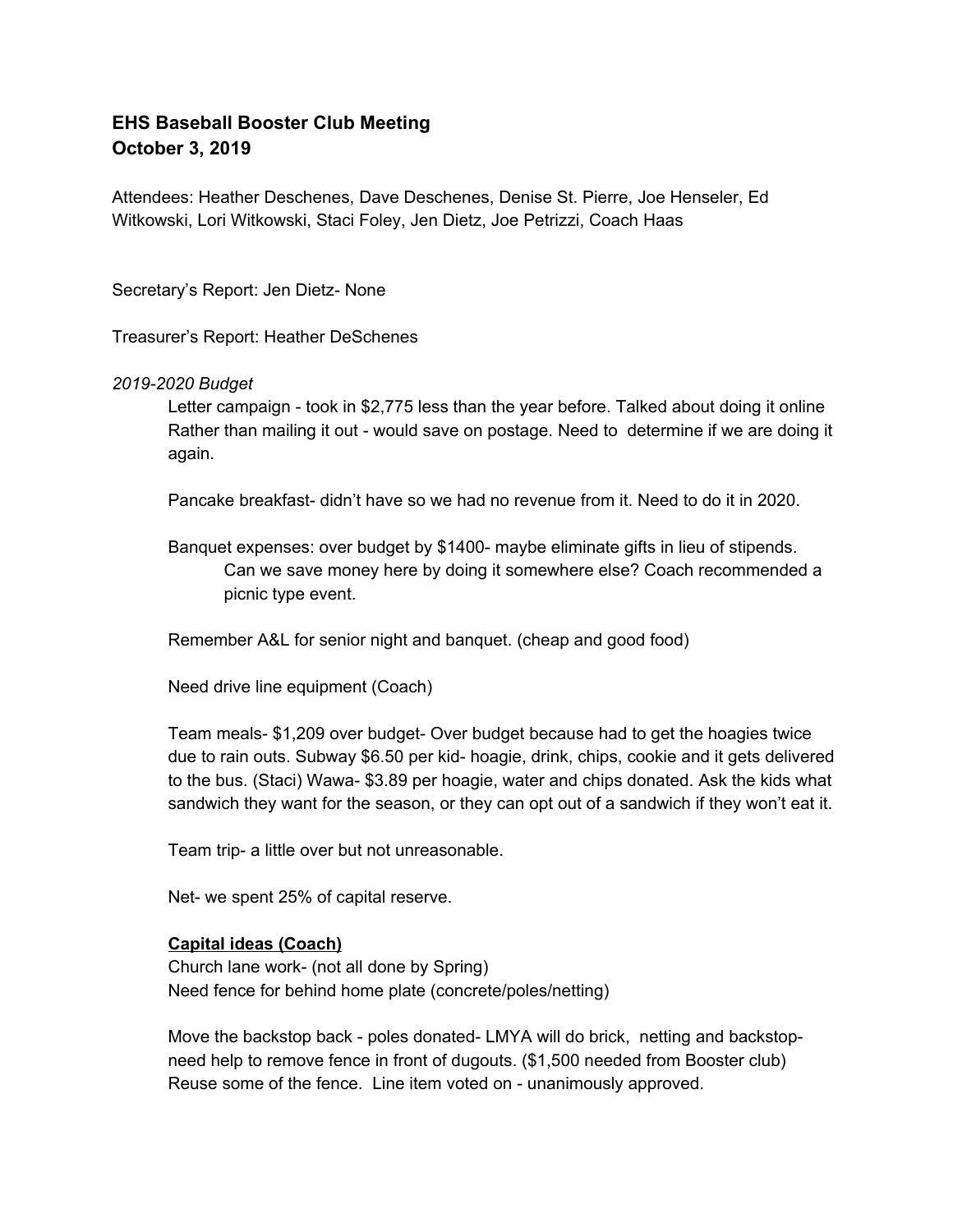**EHS Baseball Booster Club Meeting**
**October 3, 2019**

Attendees: Heather Deschenes, Dave Deschenes, Denise St. Pierre, Joe Henseler, Ed Witkowski, Lori Witkowski, Staci Foley, Jen Dietz, Joe Petrizzi, Coach Haas

Secretary's Report: Jen Dietz- None

Treasurer's Report: Heather DeSchenes

*2019-2020 Budget*

Letter campaign - took in $2,775 less than the year before. Talked about doing it online Rather than mailing it out - would save on postage. Need to determine if we are doing it again.

Pancake breakfast- didn't have so we had no revenue from it. Need to do it in 2020.

Banquet expenses: over budget by $1400- maybe eliminate gifts in lieu of stipends.
Can we save money here by doing it somewhere else? Coach recommended a picnic type event.

Remember A&L for senior night and banquet. (cheap and good food)

Need drive line equipment (Coach)

Team meals- $1,209 over budget- Over budget because had to get the hoagies twice due to rain outs. Subway $6.50 per kid- hoagie, drink, chips, cookie and it gets delivered to the bus. (Staci) Wawa- $3.89 per hoagie, water and chips donated. Ask the kids what sandwich they want for the season, or they can opt out of a sandwich if they won't eat it.

Team trip- a little over but not unreasonable.

Net- we spent 25% of capital reserve.

**Capital ideas (Coach)**
Church lane work- (not all done by Spring)
Need fence for behind home plate (concrete/poles/netting)

Move the backstop back - poles donated- LMYA will do brick, netting and backstop- need help to remove fence in front of dugouts. ($1,500 needed from Booster club) Reuse some of the fence. Line item voted on - unanimously approved.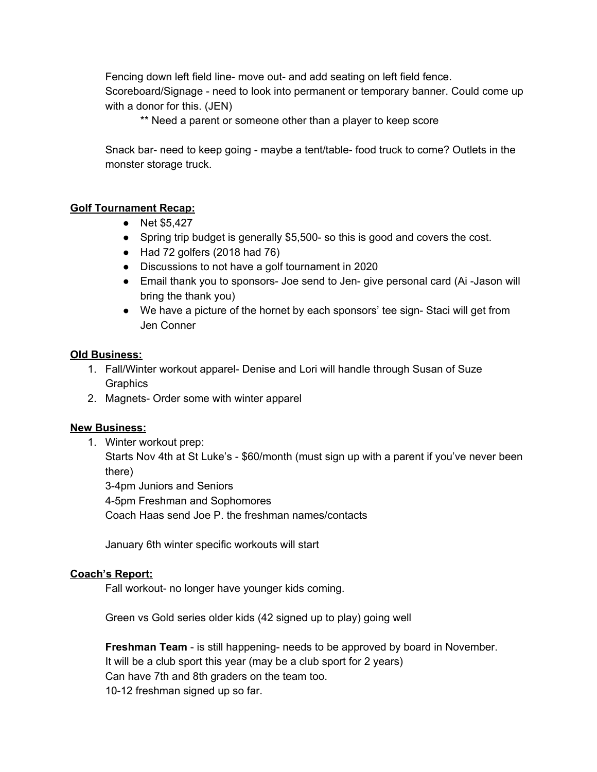Fencing down left field line- move out- and add seating on left field fence.
Scoreboard/Signage - need to look into permanent or temporary banner. Could come up with a donor for this. (JEN)

** Need a parent or someone other than a player to keep score

Snack bar- need to keep going - maybe a tent/table- food truck to come? Outlets in the monster storage truck.

**<u>Golf Tournament Recap:</u>**

- Net $5,427
- Spring trip budget is generally $5,500- so this is good and covers the cost.
- Had 72 golfers (2018 had 76)
- Discussions to not have a golf tournament in 2020
- Email thank you to sponsors- Joe send to Jen- give personal card (Ai -Jason will bring the thank you)
- We have a picture of the hornet by each sponsors' tee sign- Staci will get from Jen Conner

**<u>Old Business:</u>**

1. Fall/Winter workout apparel- Denise and Lori will handle through Susan of Suze Graphics
2. Magnets- Order some with winter apparel

**<u>New Business:</u>**

1. Winter workout prep:
   Starts Nov 4th at St Luke's - $60/month (must sign up with a parent if you've never been there)
   3-4pm Juniors and Seniors
   4-5pm Freshman and Sophomores
   Coach Haas send Joe P. the freshman names/contacts

   January 6th winter specific workouts will start

**<u>Coach's Report:</u>**

Fall workout- no longer have younger kids coming.

Green vs Gold series older kids (42 signed up to play) going well

**Freshman Team** - is still happening- needs to be approved by board in November.
It will be a club sport this year (may be a club sport for 2 years)
Can have 7th and 8th graders on the team too.
10-12 freshman signed up so far.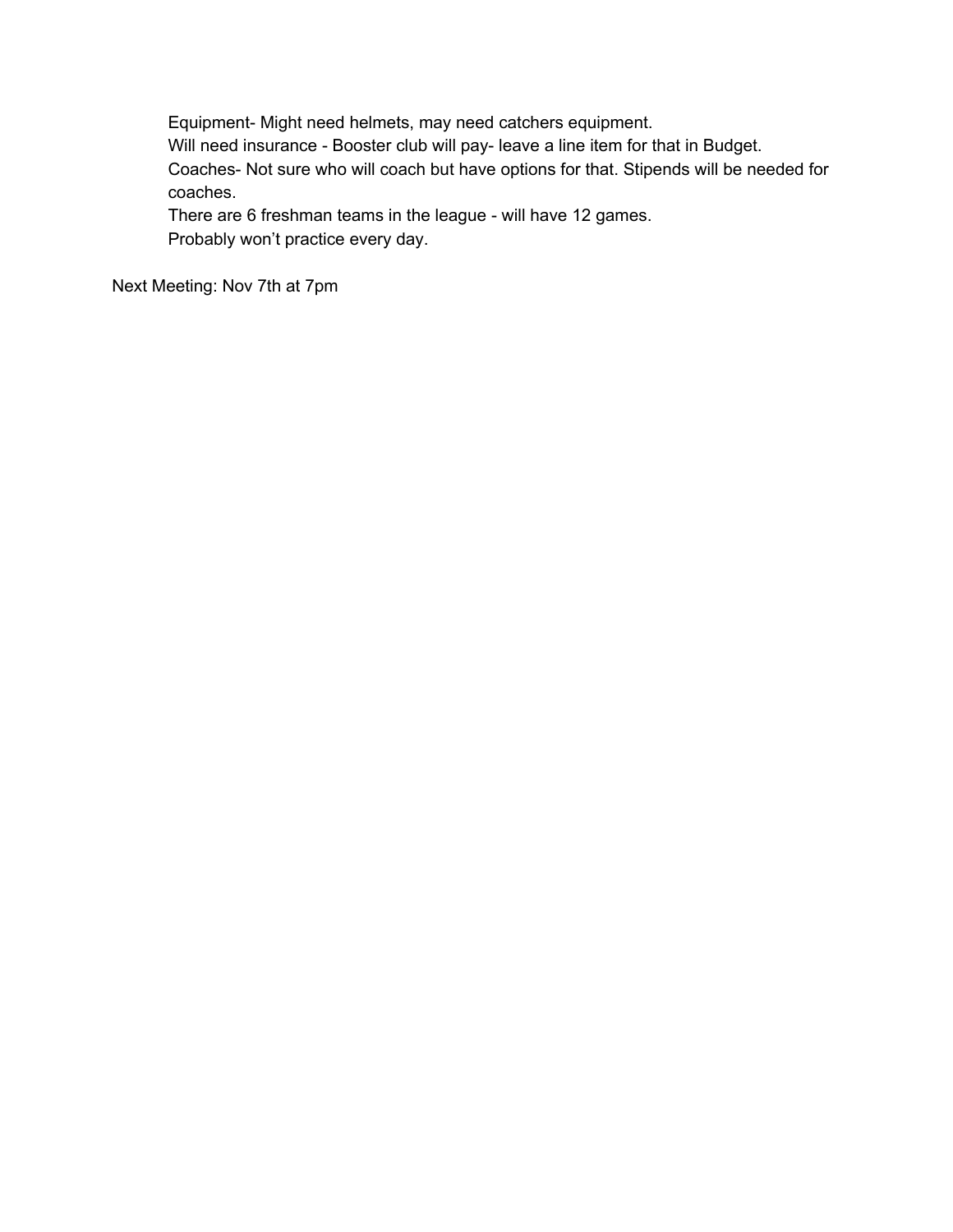Equipment- Might need helmets, may need catchers equipment.
Will need insurance - Booster club will pay- leave a line item for that in Budget.
Coaches- Not sure who will coach but have options for that. Stipends will be needed for coaches.
There are 6 freshman teams in the league - will have 12 games.
Probably won't practice every day.

Next Meeting: Nov 7th at 7pm